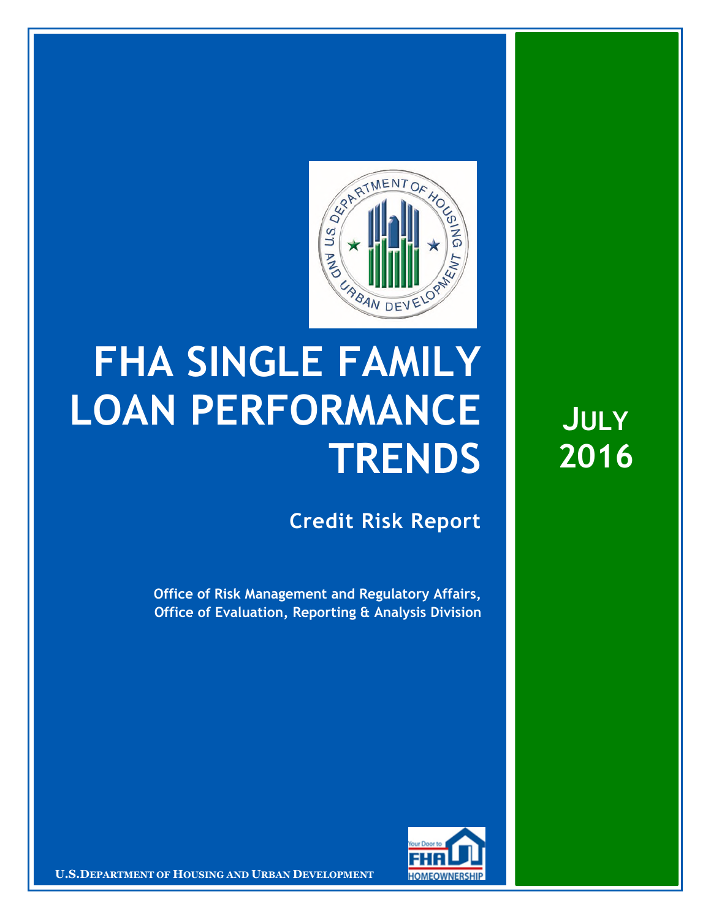# FHA SINGLE FAMILY LOAN PERFORMANCE TRENDS

## Credit Risk Report

**Office of Risk Management and Regulatory Affairs, Office of Evaluation, Reporting & Analysis Division**

**JULY 2016**

U.S. DEPARTMENT OF HOUSING AND URBAN DEVELOPMENT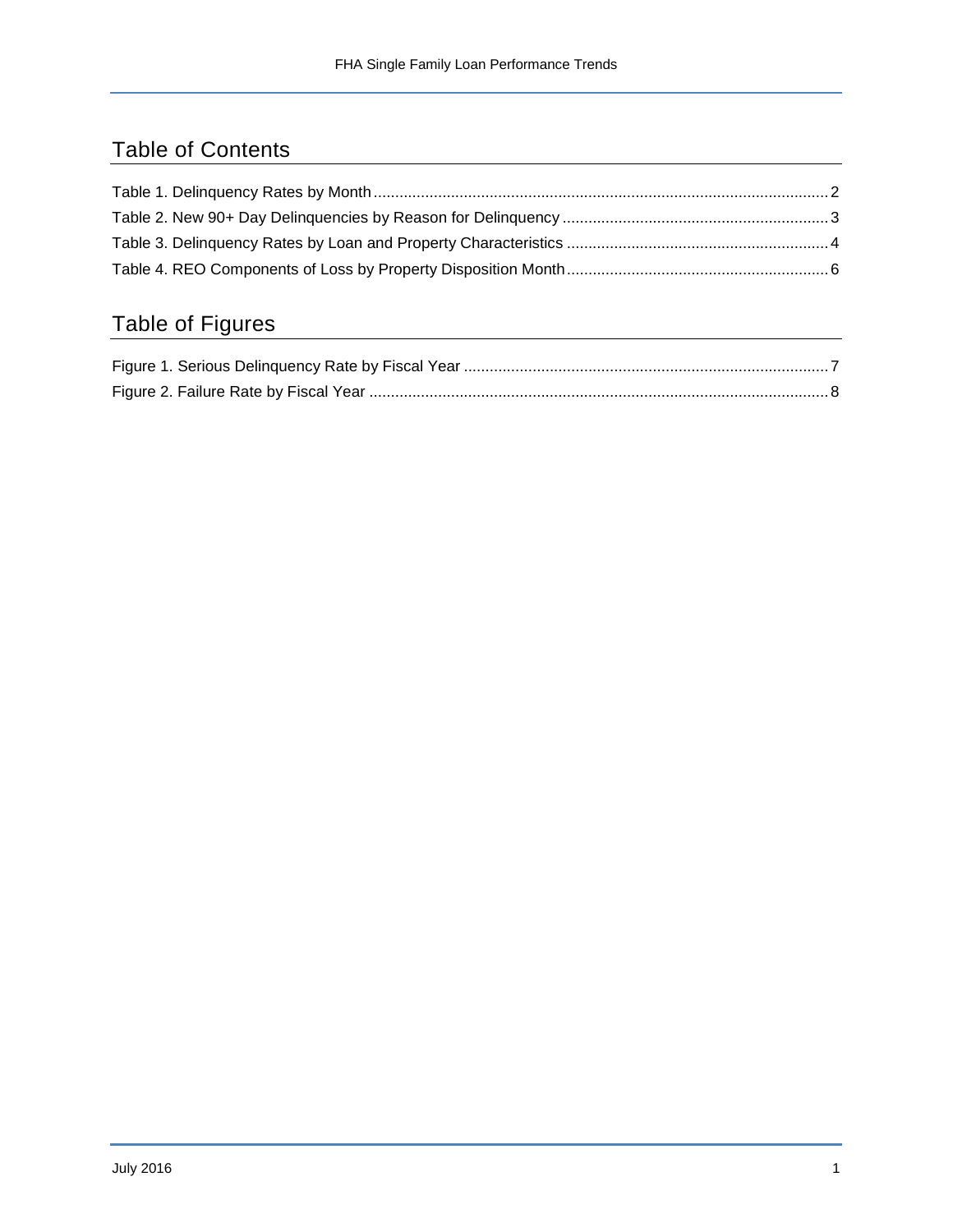## Table of Contents

Table 1. Delinquency Rates by Month ........ 2
Table 2. New 90+ Day Delinquencies by Reason for Delinquency ........ 3
Table 3. Delinquency Rates by Loan and Property Characteristics ........ 4
Table 4. REO Components of Loss by Property Disposition Month ........ 6

## Table of Figures

Figure 1. Serious Delinquency Rate by Fiscal Year ........ 7
Figure 2. Failure Rate by Fiscal Year ........ 8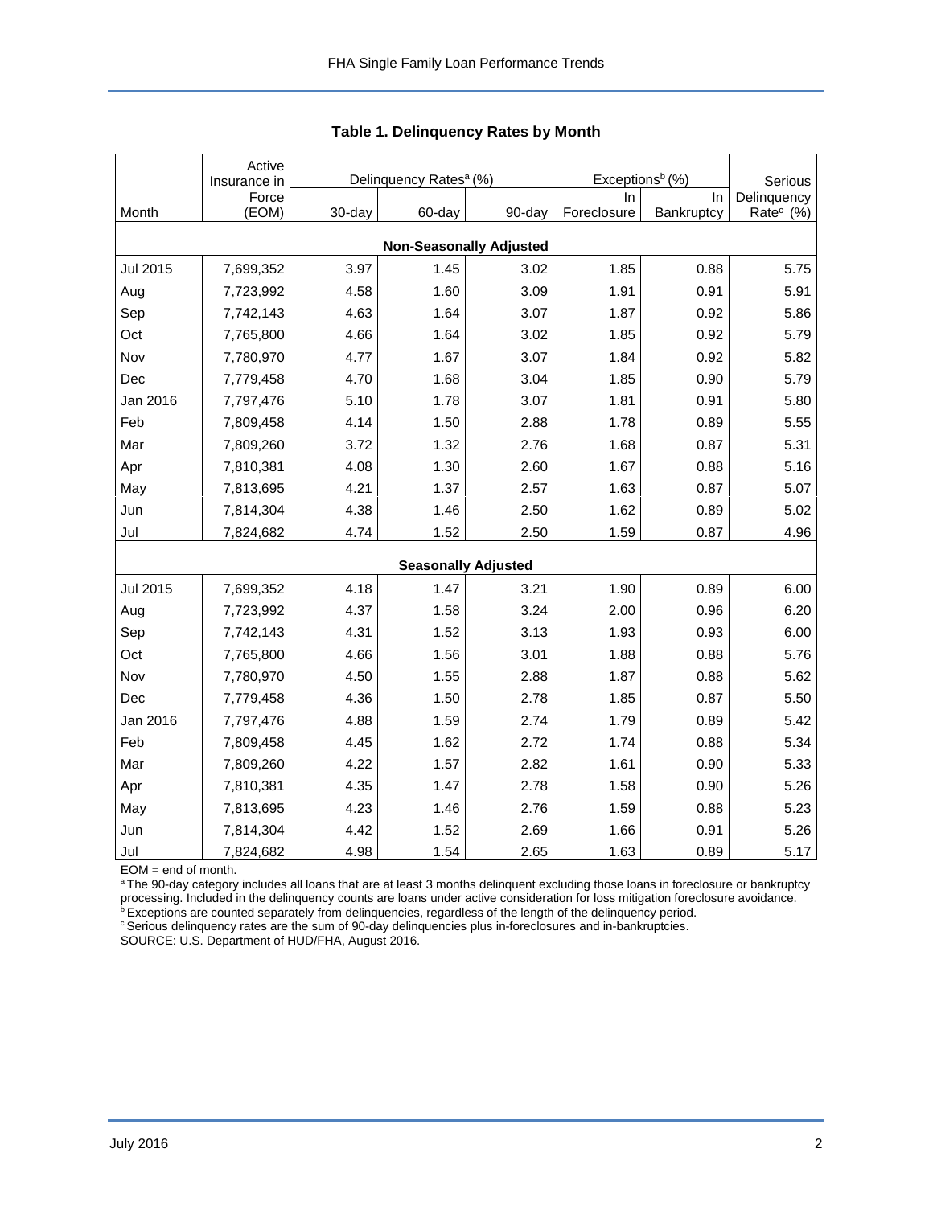**Table 1. Delinquency Rates by Month**

| Month | Active Insurance in Force (EOM) | Delinquency Rates[a] (%) | | | Exceptions[b] (%) | | Serious Delinquency Rate[c] (%) |
|---|---|---|---|---|---|---|---|
| | | 30-day | 60-day | 90-day | In Foreclosure | In Bankruptcy | |
| **Non-Seasonally Adjusted** | | | | | | | |
| Jul 2015 | 7,699,352 | 3.97 | 1.45 | 3.02 | 1.85 | 0.88 | 5.75 |
| Aug | 7,723,992 | 4.58 | 1.60 | 3.09 | 1.91 | 0.91 | 5.91 |
| Sep | 7,742,143 | 4.63 | 1.64 | 3.07 | 1.87 | 0.92 | 5.86 |
| Oct | 7,765,800 | 4.66 | 1.64 | 3.02 | 1.85 | 0.92 | 5.79 |
| Nov | 7,780,970 | 4.77 | 1.67 | 3.07 | 1.84 | 0.92 | 5.82 |
| Dec | 7,779,458 | 4.70 | 1.68 | 3.04 | 1.85 | 0.90 | 5.79 |
| Jan 2016 | 7,797,476 | 5.10 | 1.78 | 3.07 | 1.81 | 0.91 | 5.80 |
| Feb | 7,809,458 | 4.14 | 1.50 | 2.88 | 1.78 | 0.89 | 5.55 |
| Mar | 7,809,260 | 3.72 | 1.32 | 2.76 | 1.68 | 0.87 | 5.31 |
| Apr | 7,810,381 | 4.08 | 1.30 | 2.60 | 1.67 | 0.88 | 5.16 |
| May | 7,813,695 | 4.21 | 1.37 | 2.57 | 1.63 | 0.87 | 5.07 |
| Jun | 7,814,304 | 4.38 | 1.46 | 2.50 | 1.62 | 0.89 | 5.02 |
| Jul | 7,824,682 | 4.74 | 1.52 | 2.50 | 1.59 | 0.87 | 4.96 |
| **Seasonally Adjusted** | | | | | | | |
| Jul 2015 | 7,699,352 | 4.18 | 1.47 | 3.21 | 1.90 | 0.89 | 6.00 |
| Aug | 7,723,992 | 4.37 | 1.58 | 3.24 | 2.00 | 0.96 | 6.20 |
| Sep | 7,742,143 | 4.31 | 1.52 | 3.13 | 1.93 | 0.93 | 6.00 |
| Oct | 7,765,800 | 4.66 | 1.56 | 3.01 | 1.88 | 0.88 | 5.76 |
| Nov | 7,780,970 | 4.50 | 1.55 | 2.88 | 1.87 | 0.88 | 5.62 |
| Dec | 7,779,458 | 4.36 | 1.50 | 2.78 | 1.85 | 0.87 | 5.50 |
| Jan 2016 | 7,797,476 | 4.88 | 1.59 | 2.74 | 1.79 | 0.89 | 5.42 |
| Feb | 7,809,458 | 4.45 | 1.62 | 2.72 | 1.74 | 0.88 | 5.34 |
| Mar | 7,809,260 | 4.22 | 1.57 | 2.82 | 1.61 | 0.90 | 5.33 |
| Apr | 7,810,381 | 4.35 | 1.47 | 2.78 | 1.58 | 0.90 | 5.26 |
| May | 7,813,695 | 4.23 | 1.46 | 2.76 | 1.59 | 0.88 | 5.23 |
| Jun | 7,814,304 | 4.42 | 1.52 | 2.69 | 1.66 | 0.91 | 5.26 |
| Jul | 7,824,682 | 4.98 | 1.54 | 2.65 | 1.63 | 0.89 | 5.17 |

EOM = end of month.

[a] The 90-day category includes all loans that are at least 3 months delinquent excluding those loans in foreclosure or bankruptcy processing. Included in the delinquency counts are loans under active consideration for loss mitigation foreclosure avoidance.

[b] Exceptions are counted separately from delinquencies, regardless of the length of the delinquency period.

[c] Serious delinquency rates are the sum of 90-day delinquencies plus in-foreclosures and in-bankruptcies.

SOURCE: U.S. Department of HUD/FHA, August 2016.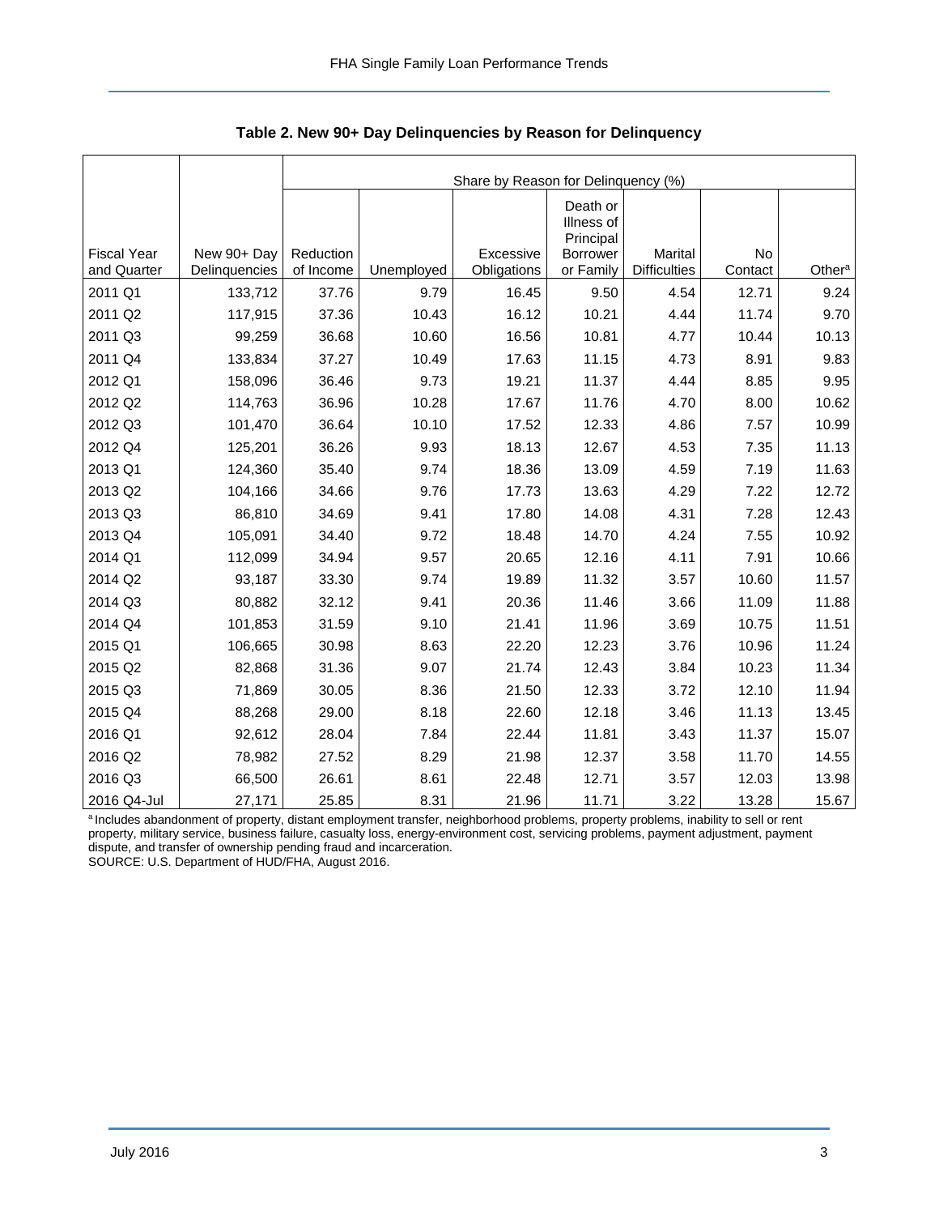**Table 2. New 90+ Day Delinquencies by Reason for Delinquency**

| | | Share by Reason for Delinquency (%) | | | | | | |
|---|---|---|---|---|---|---|---|---|
| Fiscal Year and Quarter | New 90+ Day Delinquencies | Reduction of Income | Unemployed | Excessive Obligations | Death or Illness of Principal Borrower or Family | Marital Difficulties | No Contact | Other[a] |
| 2011 Q1 | 133,712 | 37.76 | 9.79 | 16.45 | 9.50 | 4.54 | 12.71 | 9.24 |
| 2011 Q2 | 117,915 | 37.36 | 10.43 | 16.12 | 10.21 | 4.44 | 11.74 | 9.70 |
| 2011 Q3 | 99,259 | 36.68 | 10.60 | 16.56 | 10.81 | 4.77 | 10.44 | 10.13 |
| 2011 Q4 | 133,834 | 37.27 | 10.49 | 17.63 | 11.15 | 4.73 | 8.91 | 9.83 |
| 2012 Q1 | 158,096 | 36.46 | 9.73 | 19.21 | 11.37 | 4.44 | 8.85 | 9.95 |
| 2012 Q2 | 114,763 | 36.96 | 10.28 | 17.67 | 11.76 | 4.70 | 8.00 | 10.62 |
| 2012 Q3 | 101,470 | 36.64 | 10.10 | 17.52 | 12.33 | 4.86 | 7.57 | 10.99 |
| 2012 Q4 | 125,201 | 36.26 | 9.93 | 18.13 | 12.67 | 4.53 | 7.35 | 11.13 |
| 2013 Q1 | 124,360 | 35.40 | 9.74 | 18.36 | 13.09 | 4.59 | 7.19 | 11.63 |
| 2013 Q2 | 104,166 | 34.66 | 9.76 | 17.73 | 13.63 | 4.29 | 7.22 | 12.72 |
| 2013 Q3 | 86,810 | 34.69 | 9.41 | 17.80 | 14.08 | 4.31 | 7.28 | 12.43 |
| 2013 Q4 | 105,091 | 34.40 | 9.72 | 18.48 | 14.70 | 4.24 | 7.55 | 10.92 |
| 2014 Q1 | 112,099 | 34.94 | 9.57 | 20.65 | 12.16 | 4.11 | 7.91 | 10.66 |
| 2014 Q2 | 93,187 | 33.30 | 9.74 | 19.89 | 11.32 | 3.57 | 10.60 | 11.57 |
| 2014 Q3 | 80,882 | 32.12 | 9.41 | 20.36 | 11.46 | 3.66 | 11.09 | 11.88 |
| 2014 Q4 | 101,853 | 31.59 | 9.10 | 21.41 | 11.96 | 3.69 | 10.75 | 11.51 |
| 2015 Q1 | 106,665 | 30.98 | 8.63 | 22.20 | 12.23 | 3.76 | 10.96 | 11.24 |
| 2015 Q2 | 82,868 | 31.36 | 9.07 | 21.74 | 12.43 | 3.84 | 10.23 | 11.34 |
| 2015 Q3 | 71,869 | 30.05 | 8.36 | 21.50 | 12.33 | 3.72 | 12.10 | 11.94 |
| 2015 Q4 | 88,268 | 29.00 | 8.18 | 22.60 | 12.18 | 3.46 | 11.13 | 13.45 |
| 2016 Q1 | 92,612 | 28.04 | 7.84 | 22.44 | 11.81 | 3.43 | 11.37 | 15.07 |
| 2016 Q2 | 78,982 | 27.52 | 8.29 | 21.98 | 12.37 | 3.58 | 11.70 | 14.55 |
| 2016 Q3 | 66,500 | 26.61 | 8.61 | 22.48 | 12.71 | 3.57 | 12.03 | 13.98 |
| 2016 Q4-Jul | 27,171 | 25.85 | 8.31 | 21.96 | 11.71 | 3.22 | 13.28 | 15.67 |

[a] Includes abandonment of property, distant employment transfer, neighborhood problems, property problems, inability to sell or rent property, military service, business failure, casualty loss, energy-environment cost, servicing problems, payment adjustment, payment dispute, and transfer of ownership pending fraud and incarceration.

SOURCE: U.S. Department of HUD/FHA, August 2016.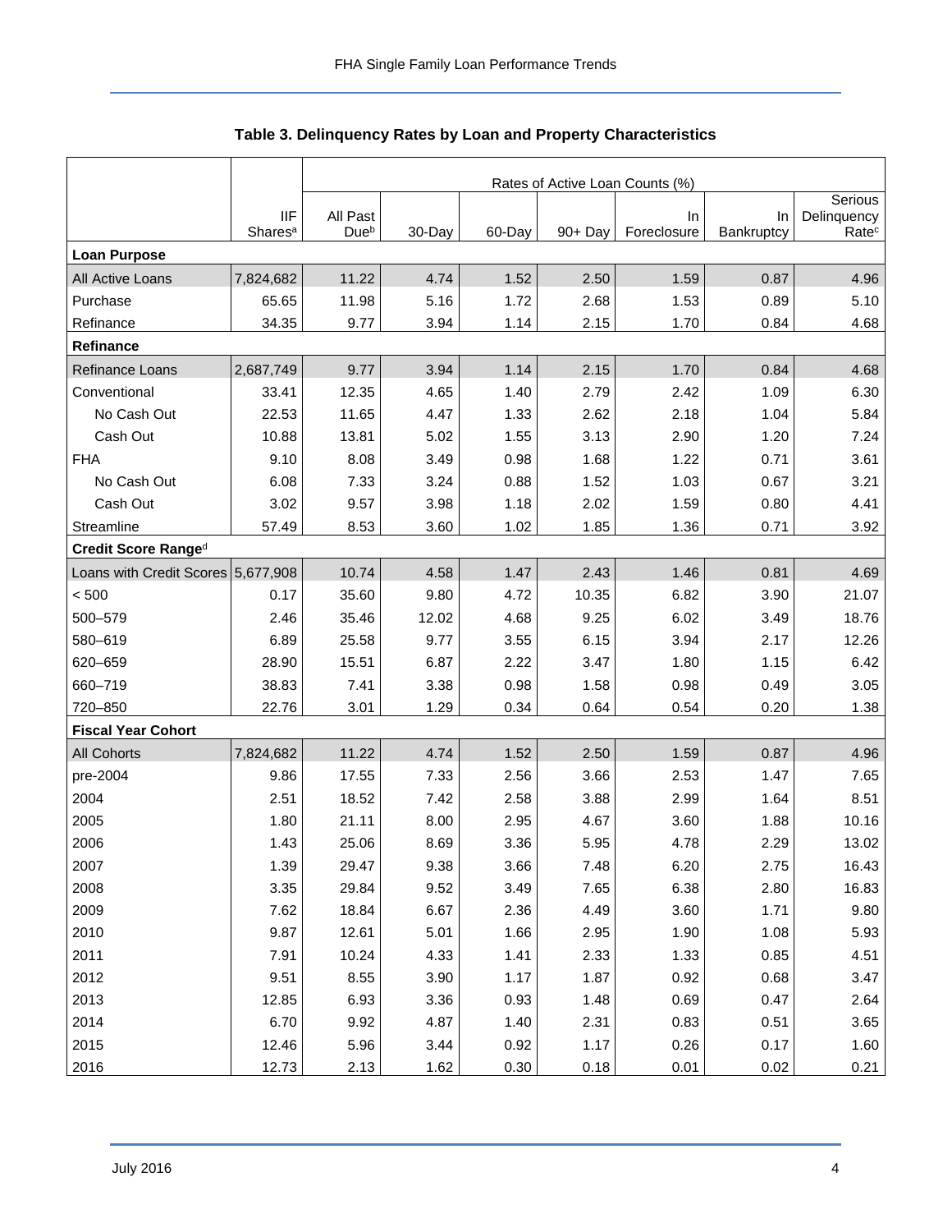**Table 3. Delinquency Rates by Loan and Property Characteristics**

| | | Rates of Active Loan Counts (%) | | | | | | |
|---|---|---|---|---|---|---|---|---|
| | IIF Shares[a] | All Past Due[b] | 30-Day | 60-Day | 90+ Day | In Foreclosure | In Bankruptcy | Serious Delinquency Rate[c] |
| **Loan Purpose** | | | | | | | | |
| All Active Loans | 7,824,682 | 11.22 | 4.74 | 1.52 | 2.50 | 1.59 | 0.87 | 4.96 |
| Purchase | 65.65 | 11.98 | 5.16 | 1.72 | 2.68 | 1.53 | 0.89 | 5.10 |
| Refinance | 34.35 | 9.77 | 3.94 | 1.14 | 2.15 | 1.70 | 0.84 | 4.68 |
| **Refinance** | | | | | | | | |
| Refinance Loans | 2,687,749 | 9.77 | 3.94 | 1.14 | 2.15 | 1.70 | 0.84 | 4.68 |
| Conventional | 33.41 | 12.35 | 4.65 | 1.40 | 2.79 | 2.42 | 1.09 | 6.30 |
| No Cash Out | 22.53 | 11.65 | 4.47 | 1.33 | 2.62 | 2.18 | 1.04 | 5.84 |
| Cash Out | 10.88 | 13.81 | 5.02 | 1.55 | 3.13 | 2.90 | 1.20 | 7.24 |
| FHA | 9.10 | 8.08 | 3.49 | 0.98 | 1.68 | 1.22 | 0.71 | 3.61 |
| No Cash Out | 6.08 | 7.33 | 3.24 | 0.88 | 1.52 | 1.03 | 0.67 | 3.21 |
| Cash Out | 3.02 | 9.57 | 3.98 | 1.18 | 2.02 | 1.59 | 0.80 | 4.41 |
| Streamline | 57.49 | 8.53 | 3.60 | 1.02 | 1.85 | 1.36 | 0.71 | 3.92 |
| **Credit Score Range[d]** | | | | | | | | |
| Loans with Credit Scores | 5,677,908 | 10.74 | 4.58 | 1.47 | 2.43 | 1.46 | 0.81 | 4.69 |
| < 500 | 0.17 | 35.60 | 9.80 | 4.72 | 10.35 | 6.82 | 3.90 | 21.07 |
| 500–579 | 2.46 | 35.46 | 12.02 | 4.68 | 9.25 | 6.02 | 3.49 | 18.76 |
| 580–619 | 6.89 | 25.58 | 9.77 | 3.55 | 6.15 | 3.94 | 2.17 | 12.26 |
| 620–659 | 28.90 | 15.51 | 6.87 | 2.22 | 3.47 | 1.80 | 1.15 | 6.42 |
| 660–719 | 38.83 | 7.41 | 3.38 | 0.98 | 1.58 | 0.98 | 0.49 | 3.05 |
| 720–850 | 22.76 | 3.01 | 1.29 | 0.34 | 0.64 | 0.54 | 0.20 | 1.38 |
| **Fiscal Year Cohort** | | | | | | | | |
| All Cohorts | 7,824,682 | 11.22 | 4.74 | 1.52 | 2.50 | 1.59 | 0.87 | 4.96 |
| pre-2004 | 9.86 | 17.55 | 7.33 | 2.56 | 3.66 | 2.53 | 1.47 | 7.65 |
| 2004 | 2.51 | 18.52 | 7.42 | 2.58 | 3.88 | 2.99 | 1.64 | 8.51 |
| 2005 | 1.80 | 21.11 | 8.00 | 2.95 | 4.67 | 3.60 | 1.88 | 10.16 |
| 2006 | 1.43 | 25.06 | 8.69 | 3.36 | 5.95 | 4.78 | 2.29 | 13.02 |
| 2007 | 1.39 | 29.47 | 9.38 | 3.66 | 7.48 | 6.20 | 2.75 | 16.43 |
| 2008 | 3.35 | 29.84 | 9.52 | 3.49 | 7.65 | 6.38 | 2.80 | 16.83 |
| 2009 | 7.62 | 18.84 | 6.67 | 2.36 | 4.49 | 3.60 | 1.71 | 9.80 |
| 2010 | 9.87 | 12.61 | 5.01 | 1.66 | 2.95 | 1.90 | 1.08 | 5.93 |
| 2011 | 7.91 | 10.24 | 4.33 | 1.41 | 2.33 | 1.33 | 0.85 | 4.51 |
| 2012 | 9.51 | 8.55 | 3.90 | 1.17 | 1.87 | 0.92 | 0.68 | 3.47 |
| 2013 | 12.85 | 6.93 | 3.36 | 0.93 | 1.48 | 0.69 | 0.47 | 2.64 |
| 2014 | 6.70 | 9.92 | 4.87 | 1.40 | 2.31 | 0.83 | 0.51 | 3.65 |
| 2015 | 12.46 | 5.96 | 3.44 | 0.92 | 1.17 | 0.26 | 0.17 | 1.60 |
| 2016 | 12.73 | 2.13 | 1.62 | 0.30 | 0.18 | 0.01 | 0.02 | 0.21 |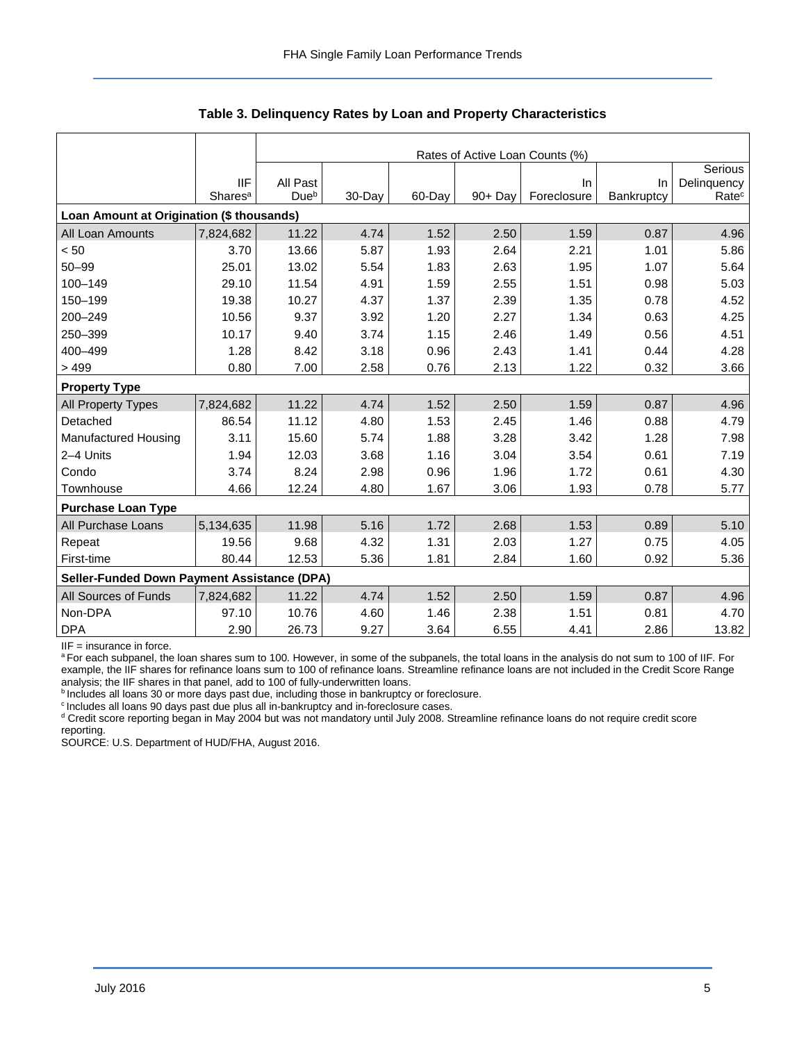**Table 3. Delinquency Rates by Loan and Property Characteristics**

| | IIF Shares[a] | All Past Due[b] | 30-Day | 60-Day | 90+ Day | In Foreclosure | In Bankruptcy | Serious Delinquency Rate[c] |
|---|---|---|---|---|---|---|---|---|
| | | Rates of Active Loan Counts (%) | | | | | | |
| **Loan Amount at Origination ($ thousands)** | | | | | | | | |
| All Loan Amounts | 7,824,682 | 11.22 | 4.74 | 1.52 | 2.50 | 1.59 | 0.87 | 4.96 |
| < 50 | 3.70 | 13.66 | 5.87 | 1.93 | 2.64 | 2.21 | 1.01 | 5.86 |
| 50–99 | 25.01 | 13.02 | 5.54 | 1.83 | 2.63 | 1.95 | 1.07 | 5.64 |
| 100–149 | 29.10 | 11.54 | 4.91 | 1.59 | 2.55 | 1.51 | 0.98 | 5.03 |
| 150–199 | 19.38 | 10.27 | 4.37 | 1.37 | 2.39 | 1.35 | 0.78 | 4.52 |
| 200–249 | 10.56 | 9.37 | 3.92 | 1.20 | 2.27 | 1.34 | 0.63 | 4.25 |
| 250–399 | 10.17 | 9.40 | 3.74 | 1.15 | 2.46 | 1.49 | 0.56 | 4.51 |
| 400–499 | 1.28 | 8.42 | 3.18 | 0.96 | 2.43 | 1.41 | 0.44 | 4.28 |
| > 499 | 0.80 | 7.00 | 2.58 | 0.76 | 2.13 | 1.22 | 0.32 | 3.66 |
| **Property Type** | | | | | | | | |
| All Property Types | 7,824,682 | 11.22 | 4.74 | 1.52 | 2.50 | 1.59 | 0.87 | 4.96 |
| Detached | 86.54 | 11.12 | 4.80 | 1.53 | 2.45 | 1.46 | 0.88 | 4.79 |
| Manufactured Housing | 3.11 | 15.60 | 5.74 | 1.88 | 3.28 | 3.42 | 1.28 | 7.98 |
| 2–4 Units | 1.94 | 12.03 | 3.68 | 1.16 | 3.04 | 3.54 | 0.61 | 7.19 |
| Condo | 3.74 | 8.24 | 2.98 | 0.96 | 1.96 | 1.72 | 0.61 | 4.30 |
| Townhouse | 4.66 | 12.24 | 4.80 | 1.67 | 3.06 | 1.93 | 0.78 | 5.77 |
| **Purchase Loan Type** | | | | | | | | |
| All Purchase Loans | 5,134,635 | 11.98 | 5.16 | 1.72 | 2.68 | 1.53 | 0.89 | 5.10 |
| Repeat | 19.56 | 9.68 | 4.32 | 1.31 | 2.03 | 1.27 | 0.75 | 4.05 |
| First-time | 80.44 | 12.53 | 5.36 | 1.81 | 2.84 | 1.60 | 0.92 | 5.36 |
| **Seller-Funded Down Payment Assistance (DPA)** | | | | | | | | |
| All Sources of Funds | 7,824,682 | 11.22 | 4.74 | 1.52 | 2.50 | 1.59 | 0.87 | 4.96 |
| Non-DPA | 97.10 | 10.76 | 4.60 | 1.46 | 2.38 | 1.51 | 0.81 | 4.70 |
| DPA | 2.90 | 26.73 | 9.27 | 3.64 | 6.55 | 4.41 | 2.86 | 13.82 |

IIF = insurance in force.

[a] For each subpanel, the loan shares sum to 100. However, in some of the subpanels, the total loans in the analysis do not sum to 100 of IIF. For example, the IIF shares for refinance loans sum to 100 of refinance loans. Streamline refinance loans are not included in the Credit Score Range analysis; the IIF shares in that panel, add to 100 of fully-underwritten loans.

[b] Includes all loans 30 or more days past due, including those in bankruptcy or foreclosure.

[c] Includes all loans 90 days past due plus all in-bankruptcy and in-foreclosure cases.

[d] Credit score reporting began in May 2004 but was not mandatory until July 2008. Streamline refinance loans do not require credit score reporting.

SOURCE: U.S. Department of HUD/FHA, August 2016.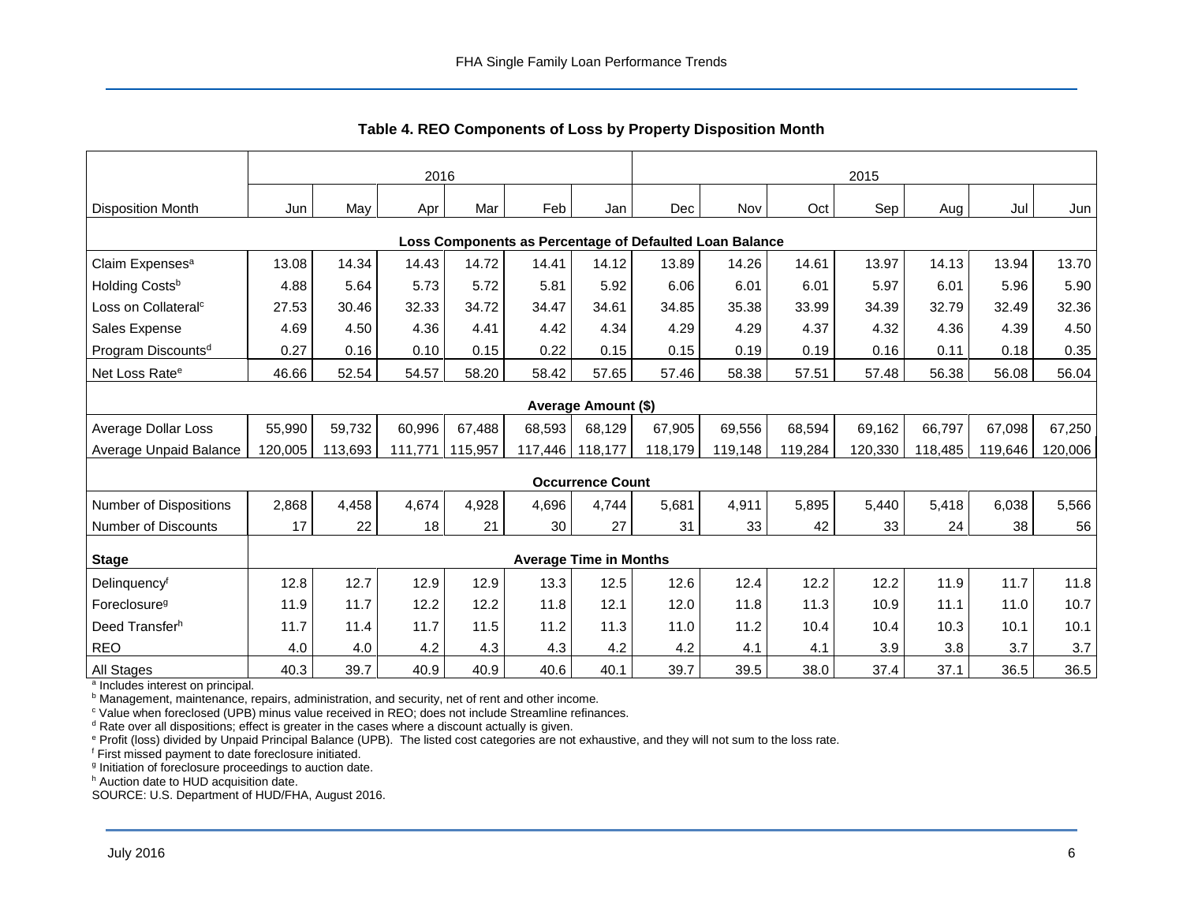## Table 4. REO Components of Loss by Property Disposition Month

| | 2016 | | | | | | 2015 | | | | | | |
|---|---|---|---|---|---|---|---|---|---|---|---|---|---|
| Disposition Month | Jun | May | Apr | Mar | Feb | Jan | Dec | Nov | Oct | Sep | Aug | Jul | Jun |
| **Loss Components as Percentage of Defaulted Loan Balance** | | | | | | | | | | | | | |
| Claim Expenses[a] | 13.08 | 14.34 | 14.43 | 14.72 | 14.41 | 14.12 | 13.89 | 14.26 | 14.61 | 13.97 | 14.13 | 13.94 | 13.70 |
| Holding Costs[b] | 4.88 | 5.64 | 5.73 | 5.72 | 5.81 | 5.92 | 6.06 | 6.01 | 6.01 | 5.97 | 6.01 | 5.96 | 5.90 |
| Loss on Collateral[c] | 27.53 | 30.46 | 32.33 | 34.72 | 34.47 | 34.61 | 34.85 | 35.38 | 33.99 | 34.39 | 32.79 | 32.49 | 32.36 |
| Sales Expense | 4.69 | 4.50 | 4.36 | 4.41 | 4.42 | 4.34 | 4.29 | 4.29 | 4.37 | 4.32 | 4.36 | 4.39 | 4.50 |
| Program Discounts[d] | 0.27 | 0.16 | 0.10 | 0.15 | 0.22 | 0.15 | 0.15 | 0.19 | 0.19 | 0.16 | 0.11 | 0.18 | 0.35 |
| Net Loss Rate[e] | 46.66 | 52.54 | 54.57 | 58.20 | 58.42 | 57.65 | 57.46 | 58.38 | 57.51 | 57.48 | 56.38 | 56.08 | 56.04 |
| **Average Amount ($)** | | | | | | | | | | | | | |
| Average Dollar Loss | 55,990 | 59,732 | 60,996 | 67,488 | 68,593 | 68,129 | 67,905 | 69,556 | 68,594 | 69,162 | 66,797 | 67,098 | 67,250 |
| Average Unpaid Balance | 120,005 | 113,693 | 111,771 | 115,957 | 117,446 | 118,177 | 118,179 | 119,148 | 119,284 | 120,330 | 118,485 | 119,646 | 120,006 |
| **Occurrence Count** | | | | | | | | | | | | | |
| Number of Dispositions | 2,868 | 4,458 | 4,674 | 4,928 | 4,696 | 4,744 | 5,681 | 4,911 | 5,895 | 5,440 | 5,418 | 6,038 | 5,566 |
| Number of Discounts | 17 | 22 | 18 | 21 | 30 | 27 | 31 | 33 | 42 | 33 | 24 | 38 | 56 |
| **Stage** | **Average Time in Months** | | | | | | | | | | | | |
| Delinquency[f] | 12.8 | 12.7 | 12.9 | 12.9 | 13.3 | 12.5 | 12.6 | 12.4 | 12.2 | 12.2 | 11.9 | 11.7 | 11.8 |
| Foreclosure[g] | 11.9 | 11.7 | 12.2 | 12.2 | 11.8 | 12.1 | 12.0 | 11.8 | 11.3 | 10.9 | 11.1 | 11.0 | 10.7 |
| Deed Transfer[h] | 11.7 | 11.4 | 11.7 | 11.5 | 11.2 | 11.3 | 11.0 | 11.2 | 10.4 | 10.4 | 10.3 | 10.1 | 10.1 |
| REO | 4.0 | 4.0 | 4.2 | 4.3 | 4.3 | 4.2 | 4.2 | 4.1 | 4.1 | 3.9 | 3.8 | 3.7 | 3.7 |
| All Stages | 40.3 | 39.7 | 40.9 | 40.9 | 40.6 | 40.1 | 39.7 | 39.5 | 38.0 | 37.4 | 37.1 | 36.5 | 36.5 |

[a] Includes interest on principal.
[b] Management, maintenance, repairs, administration, and security, net of rent and other income.
[c] Value when foreclosed (UPB) minus value received in REO; does not include Streamline refinances.
[d] Rate over all dispositions; effect is greater in the cases where a discount actually is given.
[e] Profit (loss) divided by Unpaid Principal Balance (UPB). The listed cost categories are not exhaustive, and they will not sum to the loss rate.
[f] First missed payment to date foreclosure initiated.
[g] Initiation of foreclosure proceedings to auction date.
[h] Auction date to HUD acquisition date.
SOURCE: U.S. Department of HUD/FHA, August 2016.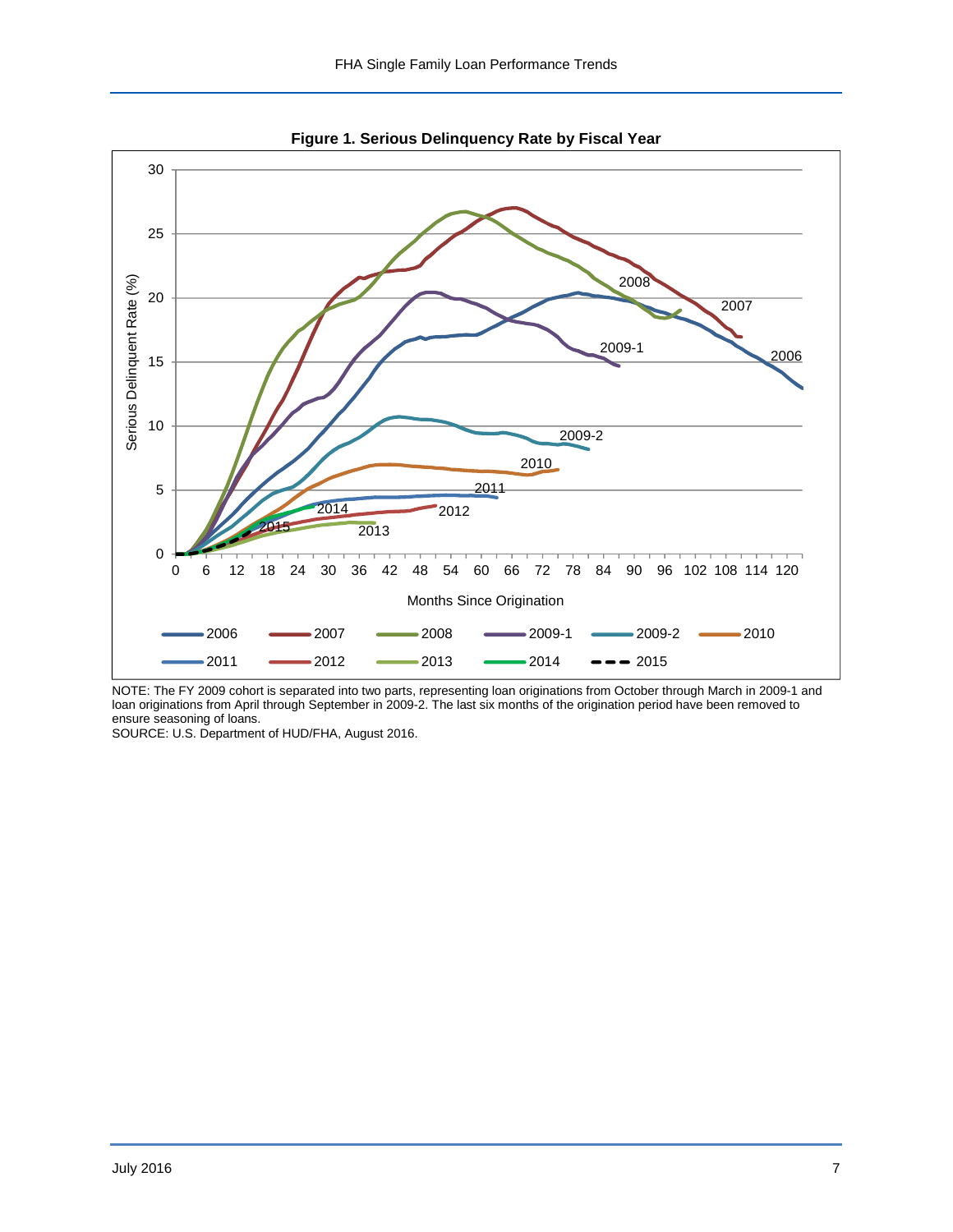**Figure 1. Serious Delinquency Rate by Fiscal Year**

NOTE: The FY 2009 cohort is separated into two parts, representing loan originations from October through March in 2009-1 and loan originations from April through September in 2009-2. The last six months of the origination period have been removed to ensure seasoning of loans.
SOURCE: U.S. Department of HUD/FHA, August 2016.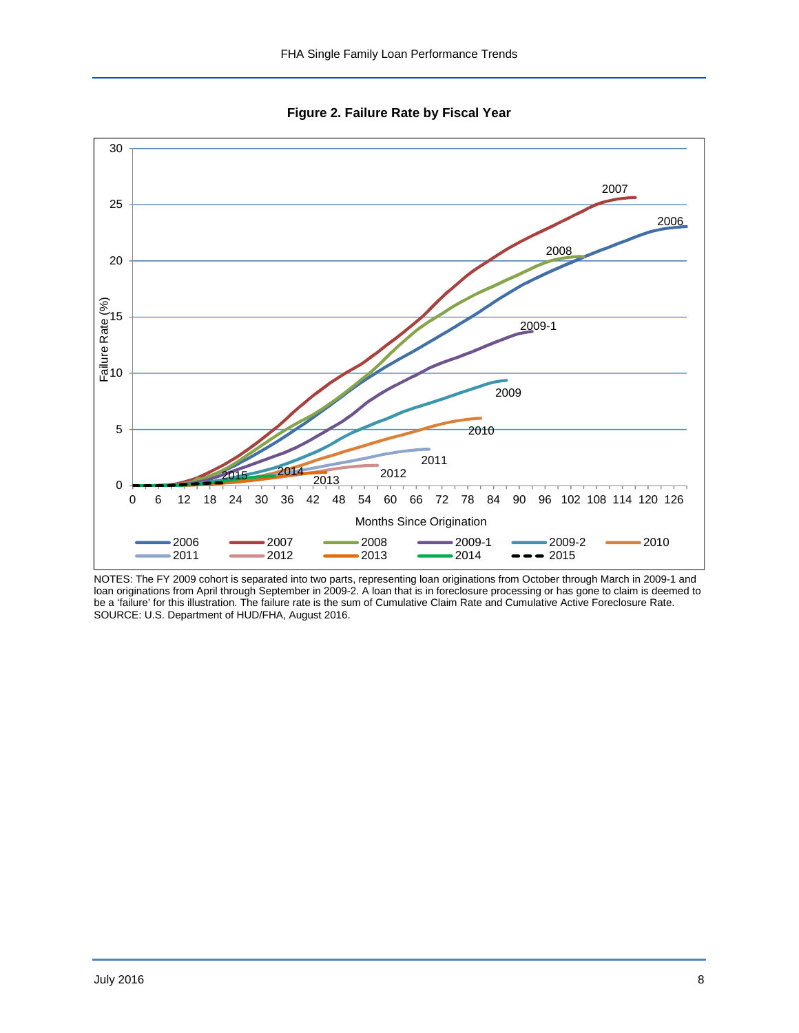**Figure 2. Failure Rate by Fiscal Year**

Failure Rate (%)

30
25
20
15
10
5
0

0 6 12 18 24 30 36 42 48 54 60 66 72 78 84 90 96 102 108 114 120 126

Months Since Origination

2007
2006
2008
2009-1
2009
2010
2011
2012
2013
2014
2015

2006 2007 2008 2009-1 2009-2 2010
2011 2012 2013 2014 2015

NOTES: The FY 2009 cohort is separated into two parts, representing loan originations from October through March in 2009-1 and loan originations from April through September in 2009-2. A loan that is in foreclosure processing or has gone to claim is deemed to be a 'failure' for this illustration. The failure rate is the sum of Cumulative Claim Rate and Cumulative Active Foreclosure Rate.
SOURCE: U.S. Department of HUD/FHA, August 2016.